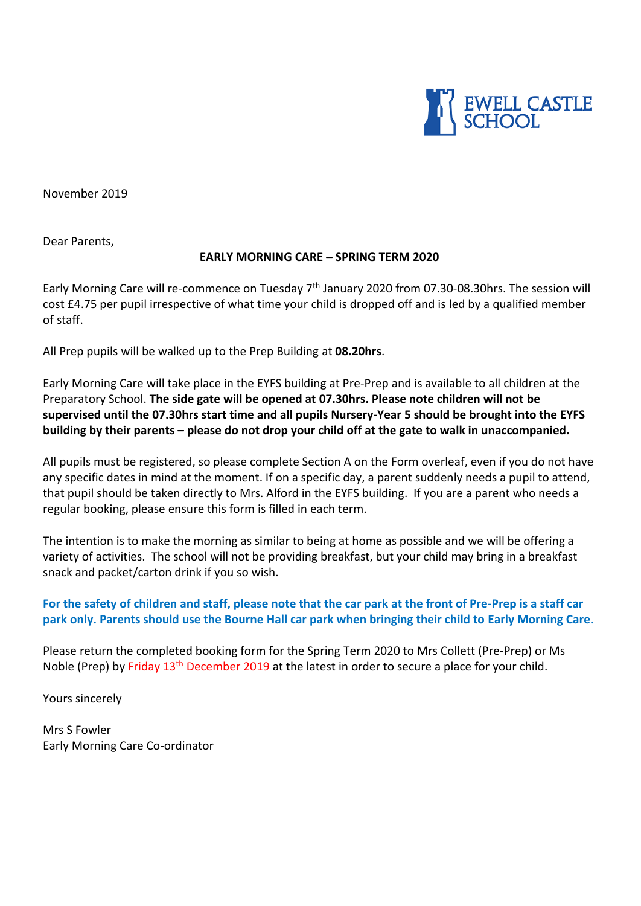EWELL CASTLE SCHOOL

November 2019

Dear Parents,

**EARLY MORNING CARE – SPRING TERM 2020**

Early Morning Care will re-commence on Tuesday 7th January 2020 from 07.30-08.30hrs. The session will cost £4.75 per pupil irrespective of what time your child is dropped off and is led by a qualified member of staff.

All Prep pupils will be walked up to the Prep Building at **08.20hrs**.

Early Morning Care will take place in the EYFS building at Pre-Prep and is available to all children at the Preparatory School. **The side gate will be opened at 07.30hrs. Please note children will not be supervised until the 07.30hrs start time and all pupils Nursery-Year 5 should be brought into the EYFS building by their parents – please do not drop your child off at the gate to walk in unaccompanied.**

All pupils must be registered, so please complete Section A on the Form overleaf, even if you do not have any specific dates in mind at the moment. If on a specific day, a parent suddenly needs a pupil to attend, that pupil should be taken directly to Mrs. Alford in the EYFS building. If you are a parent who needs a regular booking, please ensure this form is filled in each term.

The intention is to make the morning as similar to being at home as possible and we will be offering a variety of activities. The school will not be providing breakfast, but your child may bring in a breakfast snack and packet/carton drink if you so wish.

**For the safety of children and staff, please note that the car park at the front of Pre-Prep is a staff car park only. Parents should use the Bourne Hall car park when bringing their child to Early Morning Care.**

Please return the completed booking form for the Spring Term 2020 to Mrs Collett (Pre-Prep) or Ms Noble (Prep) by Friday 13th December 2019 at the latest in order to secure a place for your child.

Yours sincerely

Mrs S Fowler
Early Morning Care Co-ordinator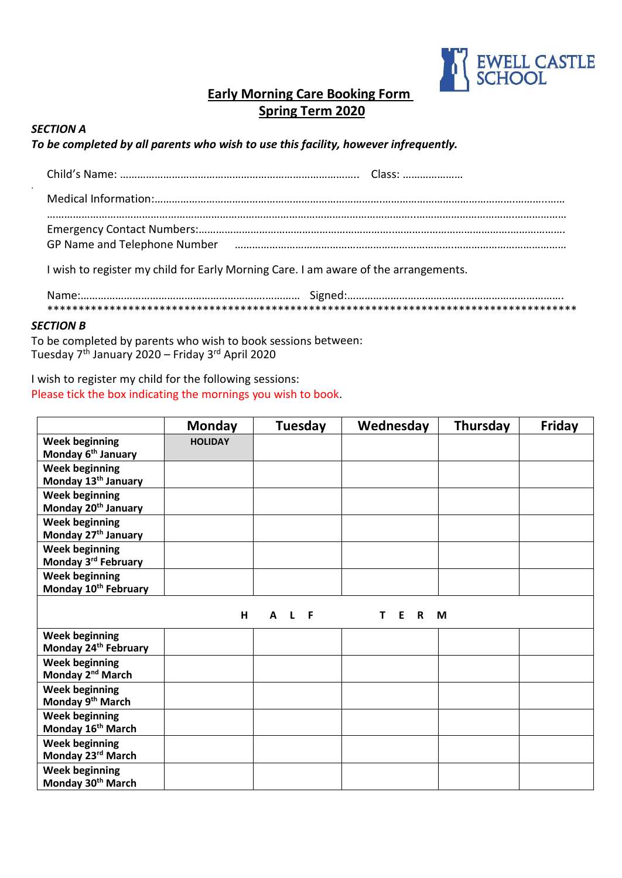EWELL CASTLE SCHOOL

# Early Morning Care Booking Form
## Spring Term 2020

***SECTION A***

***To be completed by all parents who wish to use this facility, however infrequently.***

Child's Name: ……………………………………………………………………….. Class: …………………

Medical Information:……………………………………………………………………………………………………………………………

……………………………………………………………………………………………………………………………………………………………

Emergency Contact Numbers:………………………………………………………………………………………………………………

GP Name and Telephone Number ………………………………………………………………………………………………………

I wish to register my child for Early Morning Care. I am aware of the arrangements.

Name:………………………………………………………………… Signed:…………………………………………………………………

*****************************************************************************************

***SECTION B***

To be completed by parents who wish to book sessions between:
Tuesday 7th January 2020 – Friday 3rd April 2020

I wish to register my child for the following sessions:
Please tick the box indicating the mornings you wish to book.

| | Monday | Tuesday | Wednesday | Thursday | Friday |
|---|---|---|---|---|---|
| **Week beginning Monday 6th January** | **HOLIDAY** | | | | |
| **Week beginning Monday 13th January** | | | | | |
| **Week beginning Monday 20th January** | | | | | |
| **Week beginning Monday 27th January** | | | | | |
| **Week beginning Monday 3rd February** | | | | | |
| **Week beginning Monday 10th February** | | | | | |
| **HALF TERM** | | | | | |
| **Week beginning Monday 24th February** | | | | | |
| **Week beginning Monday 2nd March** | | | | | |
| **Week beginning Monday 9th March** | | | | | |
| **Week beginning Monday 16th March** | | | | | |
| **Week beginning Monday 23rd March** | | | | | |
| **Week beginning Monday 30th March** | | | | | |